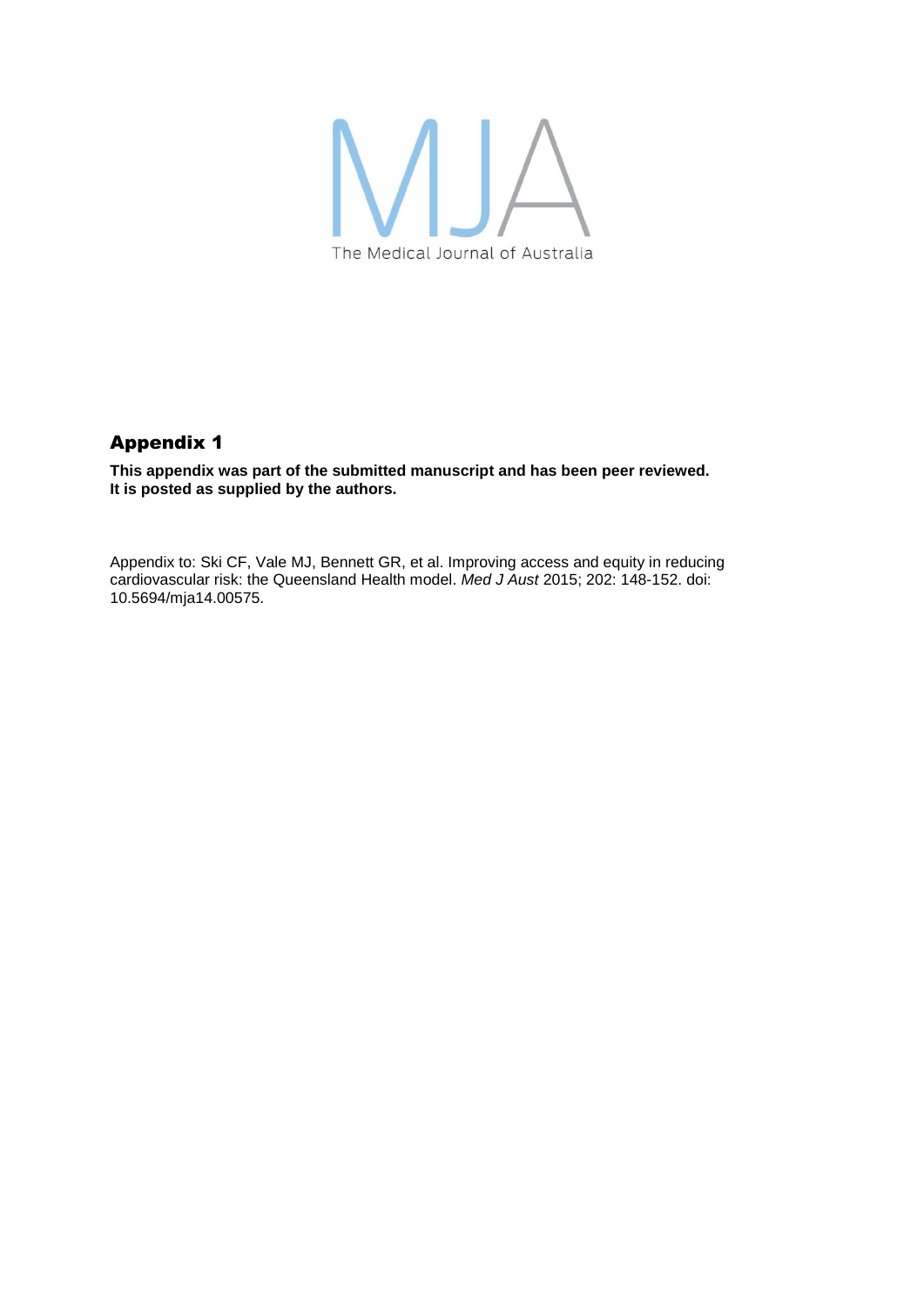MJA

The Medical Journal of Australia

# Appendix 1

**This appendix was part of the submitted manuscript and has been peer reviewed. It is posted as supplied by the authors.**

Appendix to: Ski CF, Vale MJ, Bennett GR, et al. Improving access and equity in reducing cardiovascular risk: the Queensland Health model. *Med J Aust* 2015; 202: 148-152. doi: 10.5694/mja14.00575.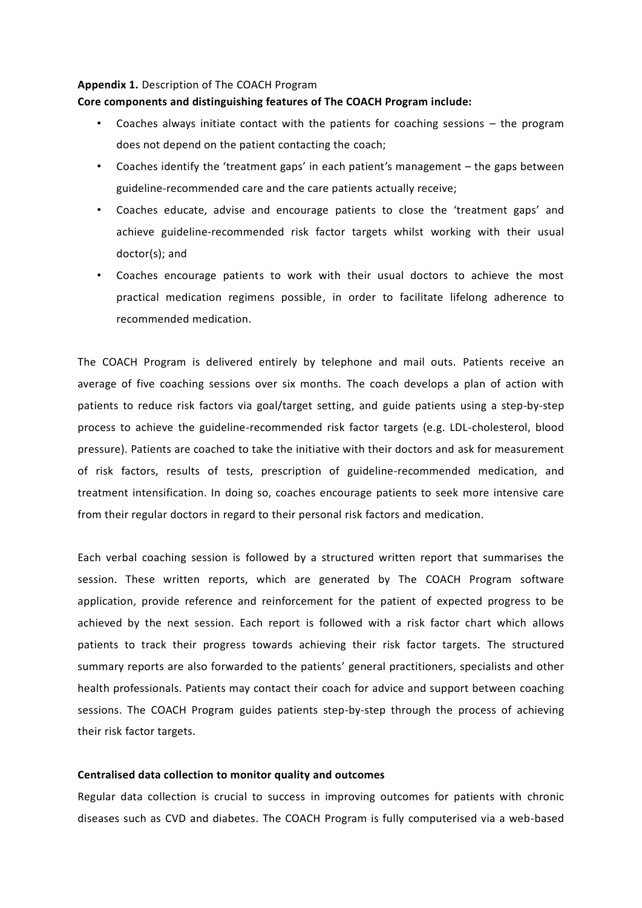**Appendix 1.** Description of The COACH Program

**Core components and distinguishing features of The COACH Program include:**

- Coaches always initiate contact with the patients for coaching sessions – the program does not depend on the patient contacting the coach;
- Coaches identify the 'treatment gaps' in each patient's management – the gaps between guideline-recommended care and the care patients actually receive;
- Coaches educate, advise and encourage patients to close the 'treatment gaps' and achieve guideline-recommended risk factor targets whilst working with their usual doctor(s); and
- Coaches encourage patients to work with their usual doctors to achieve the most practical medication regimens possible, in order to facilitate lifelong adherence to recommended medication.

The COACH Program is delivered entirely by telephone and mail outs. Patients receive an average of five coaching sessions over six months. The coach develops a plan of action with patients to reduce risk factors via goal/target setting, and guide patients using a step-by-step process to achieve the guideline-recommended risk factor targets (e.g. LDL-cholesterol, blood pressure). Patients are coached to take the initiative with their doctors and ask for measurement of risk factors, results of tests, prescription of guideline-recommended medication, and treatment intensification. In doing so, coaches encourage patients to seek more intensive care from their regular doctors in regard to their personal risk factors and medication.

Each verbal coaching session is followed by a structured written report that summarises the session. These written reports, which are generated by The COACH Program software application, provide reference and reinforcement for the patient of expected progress to be achieved by the next session. Each report is followed with a risk factor chart which allows patients to track their progress towards achieving their risk factor targets. The structured summary reports are also forwarded to the patients' general practitioners, specialists and other health professionals. Patients may contact their coach for advice and support between coaching sessions. The COACH Program guides patients step-by-step through the process of achieving their risk factor targets.

**Centralised data collection to monitor quality and outcomes**

Regular data collection is crucial to success in improving outcomes for patients with chronic diseases such as CVD and diabetes. The COACH Program is fully computerised via a web-based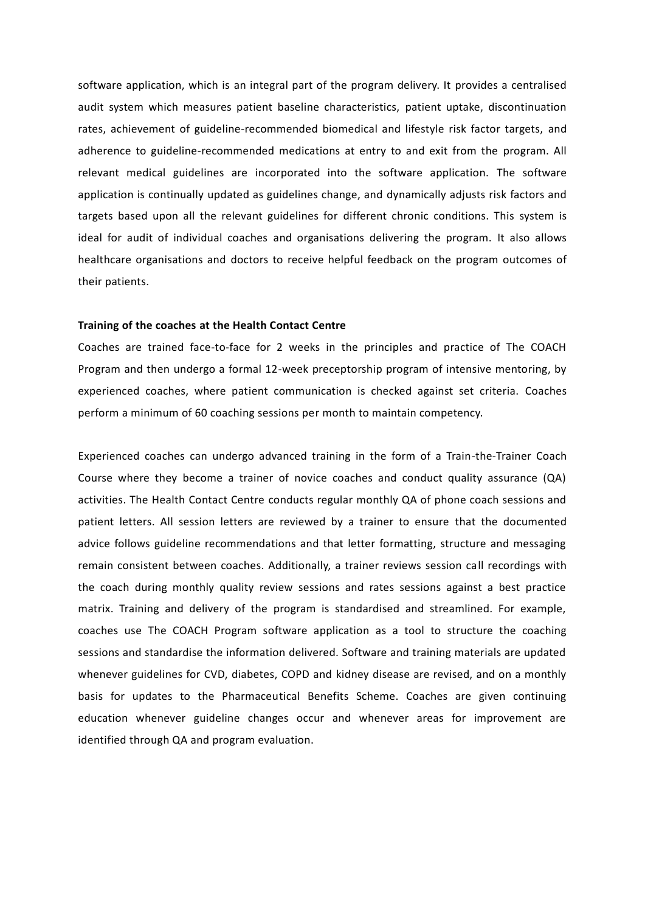software application, which is an integral part of the program delivery. It provides a centralised audit system which measures patient baseline characteristics, patient uptake, discontinuation rates, achievement of guideline-recommended biomedical and lifestyle risk factor targets, and adherence to guideline-recommended medications at entry to and exit from the program. All relevant medical guidelines are incorporated into the software application. The software application is continually updated as guidelines change, and dynamically adjusts risk factors and targets based upon all the relevant guidelines for different chronic conditions. This system is ideal for audit of individual coaches and organisations delivering the program. It also allows healthcare organisations and doctors to receive helpful feedback on the program outcomes of their patients.

**Training of the coaches at the Health Contact Centre**

Coaches are trained face-to-face for 2 weeks in the principles and practice of The COACH Program and then undergo a formal 12-week preceptorship program of intensive mentoring, by experienced coaches, where patient communication is checked against set criteria. Coaches perform a minimum of 60 coaching sessions per month to maintain competency.

Experienced coaches can undergo advanced training in the form of a Train-the-Trainer Coach Course where they become a trainer of novice coaches and conduct quality assurance (QA) activities. The Health Contact Centre conducts regular monthly QA of phone coach sessions and patient letters. All session letters are reviewed by a trainer to ensure that the documented advice follows guideline recommendations and that letter formatting, structure and messaging remain consistent between coaches. Additionally, a trainer reviews session call recordings with the coach during monthly quality review sessions and rates sessions against a best practice matrix. Training and delivery of the program is standardised and streamlined. For example, coaches use The COACH Program software application as a tool to structure the coaching sessions and standardise the information delivered. Software and training materials are updated whenever guidelines for CVD, diabetes, COPD and kidney disease are revised, and on a monthly basis for updates to the Pharmaceutical Benefits Scheme. Coaches are given continuing education whenever guideline changes occur and whenever areas for improvement are identified through QA and program evaluation.